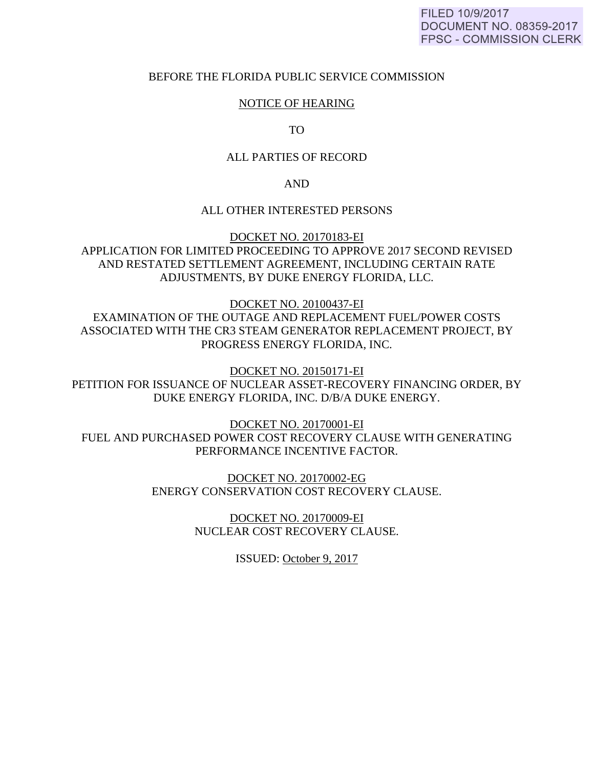FILED 10/9/2017
DOCUMENT NO. 08359-2017
FPSC - COMMISSION CLERK

BEFORE THE FLORIDA PUBLIC SERVICE COMMISSION

NOTICE OF HEARING

TO

ALL PARTIES OF RECORD

AND

ALL OTHER INTERESTED PERSONS

DOCKET NO. 20170183-EI
APPLICATION FOR LIMITED PROCEEDING TO APPROVE 2017 SECOND REVISED AND RESTATED SETTLEMENT AGREEMENT, INCLUDING CERTAIN RATE ADJUSTMENTS, BY DUKE ENERGY FLORIDA, LLC.

DOCKET NO. 20100437-EI
EXAMINATION OF THE OUTAGE AND REPLACEMENT FUEL/POWER COSTS ASSOCIATED WITH THE CR3 STEAM GENERATOR REPLACEMENT PROJECT, BY PROGRESS ENERGY FLORIDA, INC.

DOCKET NO. 20150171-EI
PETITION FOR ISSUANCE OF NUCLEAR ASSET-RECOVERY FINANCING ORDER, BY DUKE ENERGY FLORIDA, INC. D/B/A DUKE ENERGY.

DOCKET NO. 20170001-EI
FUEL AND PURCHASED POWER COST RECOVERY CLAUSE WITH GENERATING PERFORMANCE INCENTIVE FACTOR.

DOCKET NO. 20170002-EG
ENERGY CONSERVATION COST RECOVERY CLAUSE.

DOCKET NO. 20170009-EI
NUCLEAR COST RECOVERY CLAUSE.

ISSUED: October 9, 2017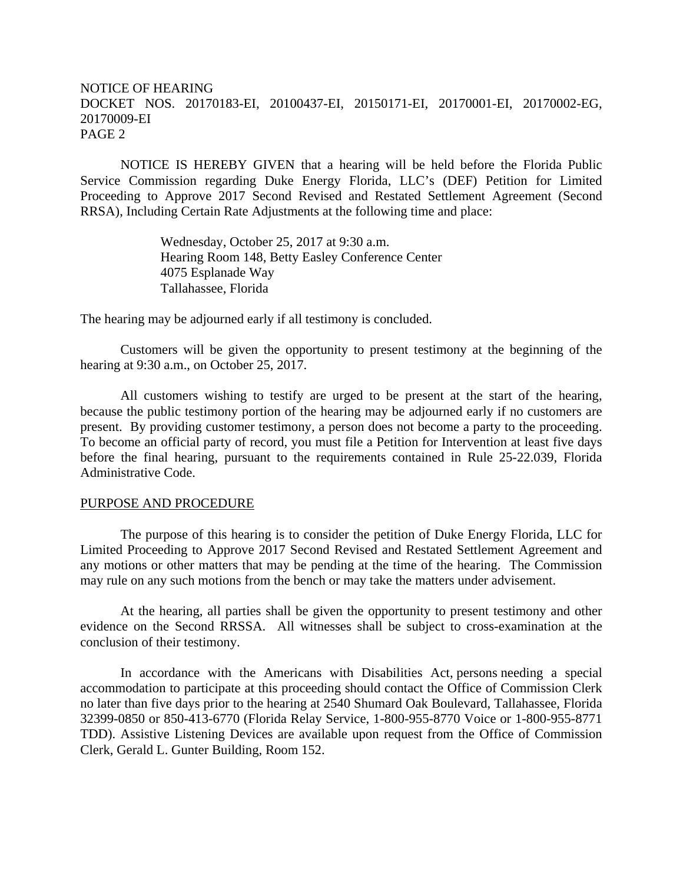NOTICE IS HEREBY GIVEN that a hearing will be held before the Florida Public Service Commission regarding Duke Energy Florida, LLC's (DEF) Petition for Limited Proceeding to Approve 2017 Second Revised and Restated Settlement Agreement (Second RRSA), Including Certain Rate Adjustments at the following time and place:

Wednesday, October 25, 2017 at 9:30 a.m.
Hearing Room 148, Betty Easley Conference Center
4075 Esplanade Way
Tallahassee, Florida

The hearing may be adjourned early if all testimony is concluded.

Customers will be given the opportunity to present testimony at the beginning of the hearing at 9:30 a.m., on October 25, 2017.

All customers wishing to testify are urged to be present at the start of the hearing, because the public testimony portion of the hearing may be adjourned early if no customers are present. By providing customer testimony, a person does not become a party to the proceeding. To become an official party of record, you must file a Petition for Intervention at least five days before the final hearing, pursuant to the requirements contained in Rule 25-22.039, Florida Administrative Code.

## PURPOSE AND PROCEDURE

The purpose of this hearing is to consider the petition of Duke Energy Florida, LLC for Limited Proceeding to Approve 2017 Second Revised and Restated Settlement Agreement and any motions or other matters that may be pending at the time of the hearing. The Commission may rule on any such motions from the bench or may take the matters under advisement.

At the hearing, all parties shall be given the opportunity to present testimony and other evidence on the Second RRSSA. All witnesses shall be subject to cross-examination at the conclusion of their testimony.

In accordance with the Americans with Disabilities Act, persons needing a special accommodation to participate at this proceeding should contact the Office of Commission Clerk no later than five days prior to the hearing at 2540 Shumard Oak Boulevard, Tallahassee, Florida 32399-0850 or 850-413-6770 (Florida Relay Service, 1-800-955-8770 Voice or 1-800-955-8771 TDD). Assistive Listening Devices are available upon request from the Office of Commission Clerk, Gerald L. Gunter Building, Room 152.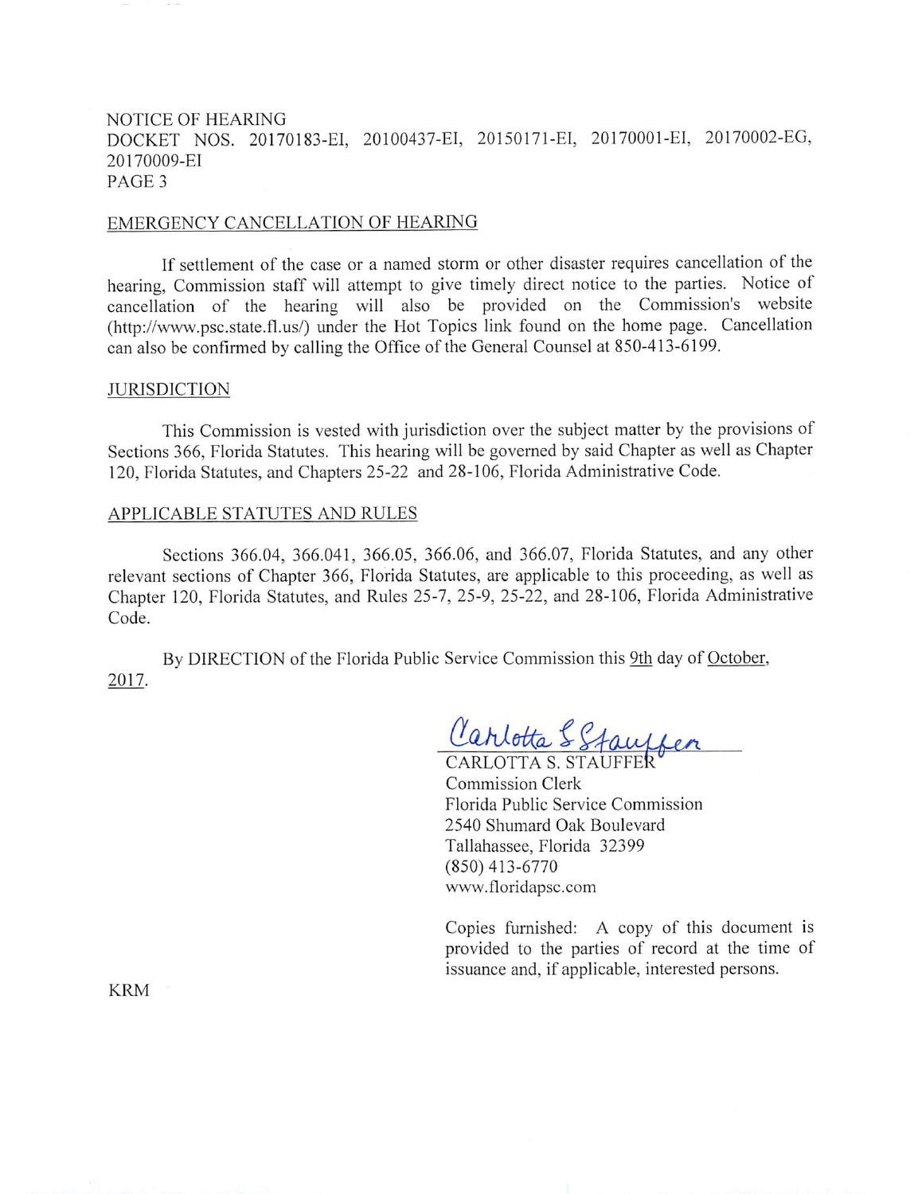## EMERGENCY CANCELLATION OF HEARING

If settlement of the case or a named storm or other disaster requires cancellation of the hearing, Commission staff will attempt to give timely direct notice to the parties. Notice of cancellation of the hearing will also be provided on the Commission's website (http://www.psc.state.fl.us/) under the Hot Topics link found on the home page. Cancellation can also be confirmed by calling the Office of the General Counsel at 850-413-6199.

## JURISDICTION

This Commission is vested with jurisdiction over the subject matter by the provisions of Sections 366, Florida Statutes. This hearing will be governed by said Chapter as well as Chapter 120, Florida Statutes, and Chapters 25-22 and 28-106, Florida Administrative Code.

## APPLICABLE STATUTES AND RULES

Sections 366.04, 366.041, 366.05, 366.06, and 366.07, Florida Statutes, and any other relevant sections of Chapter 366, Florida Statutes, are applicable to this proceeding, as well as Chapter 120, Florida Statutes, and Rules 25-7, 25-9, 25-22, and 28-106, Florida Administrative Code.

By DIRECTION of the Florida Public Service Commission this 9th day of October, 2017.

Carlotta S. Stauffer

CARLOTTA S. STAUFFER
Commission Clerk
Florida Public Service Commission
2540 Shumard Oak Boulevard
Tallahassee, Florida 32399
(850) 413-6770
www.floridapsc.com

Copies furnished: A copy of this document is provided to the parties of record at the time of issuance and, if applicable, interested persons.

KRM